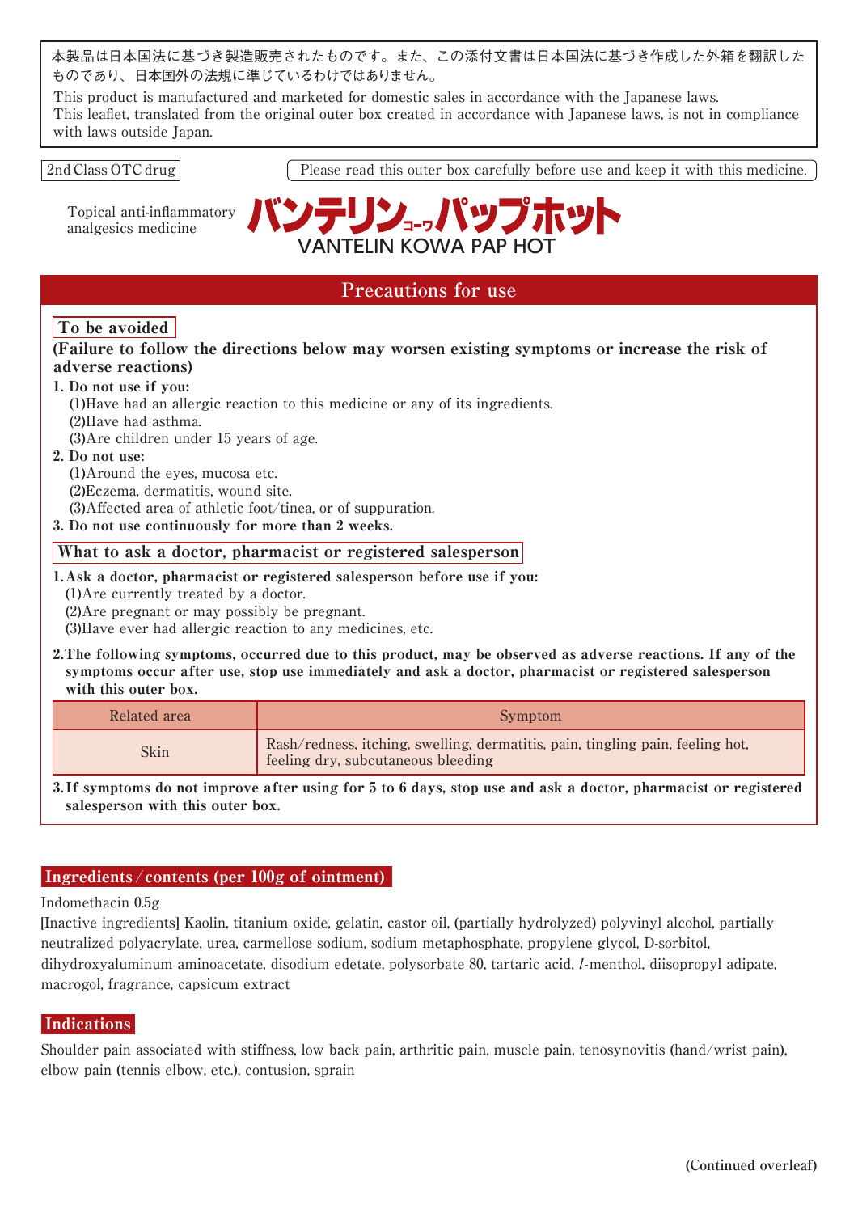本製品は日本国法に基づき製造販売されたものです。また、この添付文書は日本国法に基づき作成した外箱を翻訳したものであり、日本国外の法規に準じているわけではありません。

This product is manufactured and marketed for domestic sales in accordance with the Japanese laws.
This leaflet, translated from the original outer box created in accordance with Japanese laws, is not in compliance with laws outside Japan.

2nd Class OTC drug

Please read this outer box carefully before use and keep it with this medicine.

Topical anti-inflammatory analgesics medicine

# バンテリンコーワパップホット
# VANTELIN KOWA PAP HOT

## Precautions for use

### To be avoided

**(Failure to follow the directions below may worsen existing symptoms or increase the risk of adverse reactions)**

**1. Do not use if you:**
(1)Have had an allergic reaction to this medicine or any of its ingredients.
(2)Have had asthma.
(3)Are children under 15 years of age.

**2. Do not use:**
(1)Around the eyes, mucosa etc.
(2)Eczema, dermatitis, wound site.
(3)Affected area of athletic foot/tinea, or of suppuration.

**3. Do not use continuously for more than 2 weeks.**

### What to ask a doctor, pharmacist or registered salesperson

**1. Ask a doctor, pharmacist or registered salesperson before use if you:**
(1)Are currently treated by a doctor.
(2)Are pregnant or may possibly be pregnant.
(3)Have ever had allergic reaction to any medicines, etc.

**2. The following symptoms, occurred due to this product, may be observed as adverse reactions. If any of the symptoms occur after use, stop use immediately and ask a doctor, pharmacist or registered salesperson with this outer box.**

| Related area | Symptom |
|---|---|
| Skin | Rash/redness, itching, swelling, dermatitis, pain, tingling pain, feeling hot, feeling dry, subcutaneous bleeding |

**3. If symptoms do not improve after using for 5 to 6 days, stop use and ask a doctor, pharmacist or registered salesperson with this outer box.**

## Ingredients / contents (per 100g of ointment)

Indomethacin 0.5g

[Inactive ingredients] Kaolin, titanium oxide, gelatin, castor oil, (partially hydrolyzed) polyvinyl alcohol, partially neutralized polyacrylate, urea, carmellose sodium, sodium metaphosphate, propylene glycol, D-sorbitol, dihydroxyaluminum aminoacetate, disodium edetate, polysorbate 80, tartaric acid, *l*-menthol, diisopropyl adipate, macrogol, fragrance, capsicum extract

## Indications

Shoulder pain associated with stiffness, low back pain, arthritic pain, muscle pain, tenosynovitis (hand/wrist pain), elbow pain (tennis elbow, etc.), contusion, sprain

(Continued overleaf)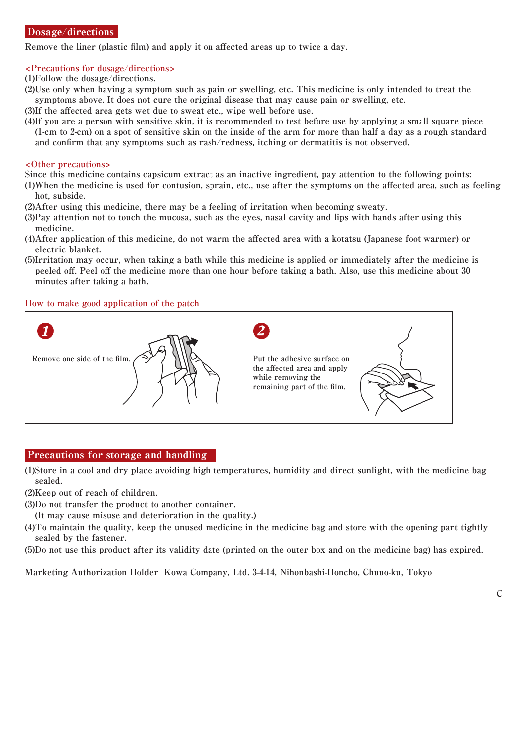## Dosage/directions

Remove the liner (plastic film) and apply it on affected areas up to twice a day.

<Precautions for dosage/directions>

(1)Follow the dosage/directions.
(2)Use only when having a symptom such as pain or swelling, etc. This medicine is only intended to treat the symptoms above. It does not cure the original disease that may cause pain or swelling, etc.
(3)If the affected area gets wet due to sweat etc., wipe well before use.
(4)If you are a person with sensitive skin, it is recommended to test before use by applying a small square piece (1-cm to 2-cm) on a spot of sensitive skin on the inside of the arm for more than half a day as a rough standard and confirm that any symptoms such as rash/redness, itching or dermatitis is not observed.

<Other precautions>

Since this medicine contains capsicum extract as an inactive ingredient, pay attention to the following points:
(1)When the medicine is used for contusion, sprain, etc., use after the symptoms on the affected area, such as feeling hot, subside.
(2)After using this medicine, there may be a feeling of irritation when becoming sweaty.
(3)Pay attention not to touch the mucosa, such as the eyes, nasal cavity and lips with hands after using this medicine.
(4)After application of this medicine, do not warm the affected area with a kotatsu (Japanese foot warmer) or electric blanket.
(5)Irritation may occur, when taking a bath while this medicine is applied or immediately after the medicine is peeled off. Peel off the medicine more than one hour before taking a bath. Also, use this medicine about 30 minutes after taking a bath.

How to make good application of the patch

1 Remove one side of the film.

2 Put the adhesive surface on the affected area and apply while removing the remaining part of the film.

## Precautions for storage and handling

(1)Store in a cool and dry place avoiding high temperatures, humidity and direct sunlight, with the medicine bag sealed.
(2)Keep out of reach of children.
(3)Do not transfer the product to another container.
(It may cause misuse and deterioration in the quality.)
(4)To maintain the quality, keep the unused medicine in the medicine bag and store with the opening part tightly sealed by the fastener.
(5)Do not use this product after its validity date (printed on the outer box and on the medicine bag) has expired.

Marketing Authorization Holder Kowa Company, Ltd. 3-4-14, Nihonbashi-Honcho, Chuuo-ku, Tokyo

C